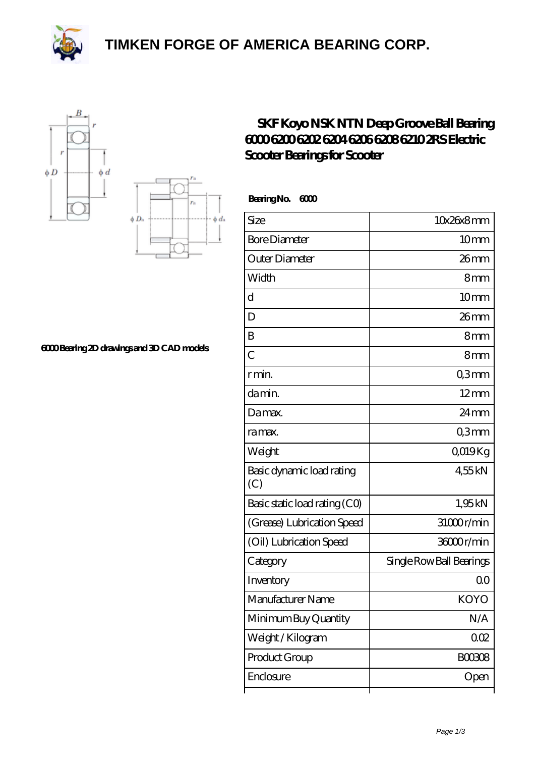# TIMKEN FORGE OF AMERICA BEARING CORP.

## SKF Koyo NSK NTN Deep Groove Ball Bearing 6000 6200 6202 6204 6206 6208 6210 2RS Electric Scooter Bearings for Scooter

6000 Bearing 2D drawings and 3D CAD models

**Bearing No. 6000**

| Size | 10x26x8 mm |
|---|---|
| Bore Diameter | 10 mm |
| Outer Diameter | 26 mm |
| Width | 8 mm |
| d | 10 mm |
| D | 26 mm |
| B | 8 mm |
| C | 8 mm |
| r min. | 0,3 mm |
| da min. | 12 mm |
| Da max. | 24 mm |
| ra max. | 0,3 mm |
| Weight | 0,019 Kg |
| Basic dynamic load rating (C) | 4,55 kN |
| Basic static load rating (C0) | 1,95 kN |
| (Grease) Lubrication Speed | 31000 r/min |
| (Oil) Lubrication Speed | 36000 r/min |
| Category | Single Row Ball Bearings |
| Inventory | 0.0 |
| Manufacturer Name | KOYO |
| Minimum Buy Quantity | N/A |
| Weight / Kilogram | 0.02 |
| Product Group | B00308 |
| Enclosure | Open |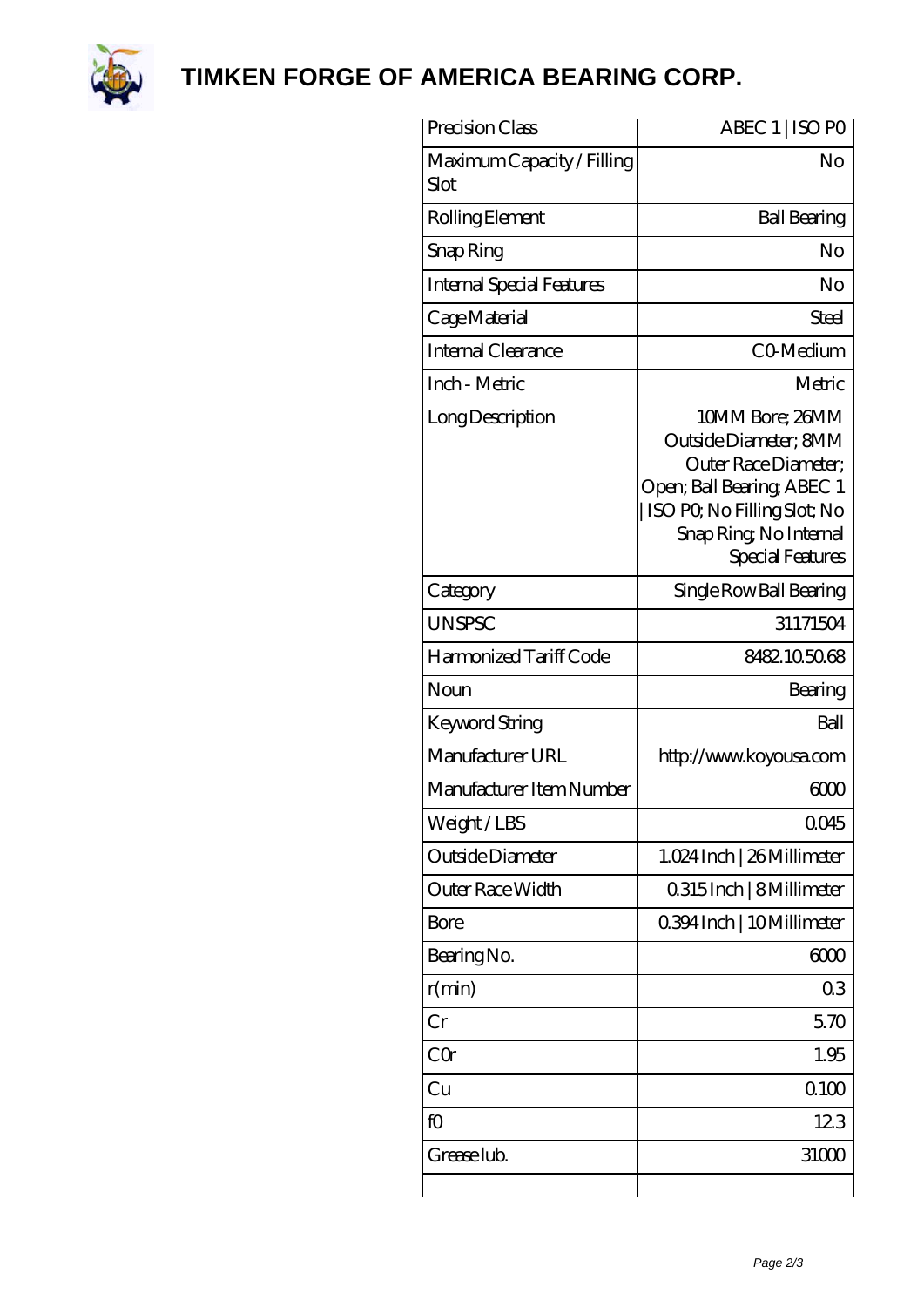# TIMKEN FORGE OF AMERICA BEARING CORP.

| | |
|---|---|
| Precision Class | ABEC 1 \| ISO P0 |
| Maximum Capacity / Filling Slot | No |
| Rolling Element | Ball Bearing |
| Snap Ring | No |
| Internal Special Features | No |
| Cage Material | Steel |
| Internal Clearance | C0-Medium |
| Inch - Metric | Metric |
| Long Description | 10MM Bore; 26MM Outside Diameter; 8MM Outer Race Diameter; Open; Ball Bearing; ABEC 1 \| ISO P0; No Filling Slot; No Snap Ring; No Internal Special Features |
| Category | Single Row Ball Bearing |
| UNSPSC | 31171504 |
| Harmonized Tariff Code | 8482.10.50.68 |
| Noun | Bearing |
| Keyword String | Ball |
| Manufacturer URL | http://www.koyousa.com |
| Manufacturer Item Number | 6000 |
| Weight / LBS | 0.045 |
| Outside Diameter | 1.024 Inch \| 26 Millimeter |
| Outer Race Width | 0.315 Inch \| 8 Millimeter |
| Bore | 0.394 Inch \| 10 Millimeter |
| Bearing No. | 6000 |
| r(min) | 0.3 |
| Cr | 5.70 |
| C0r | 1.95 |
| Cu | 0.100 |
| f0 | 12.3 |
| Grease lub. | 31000 |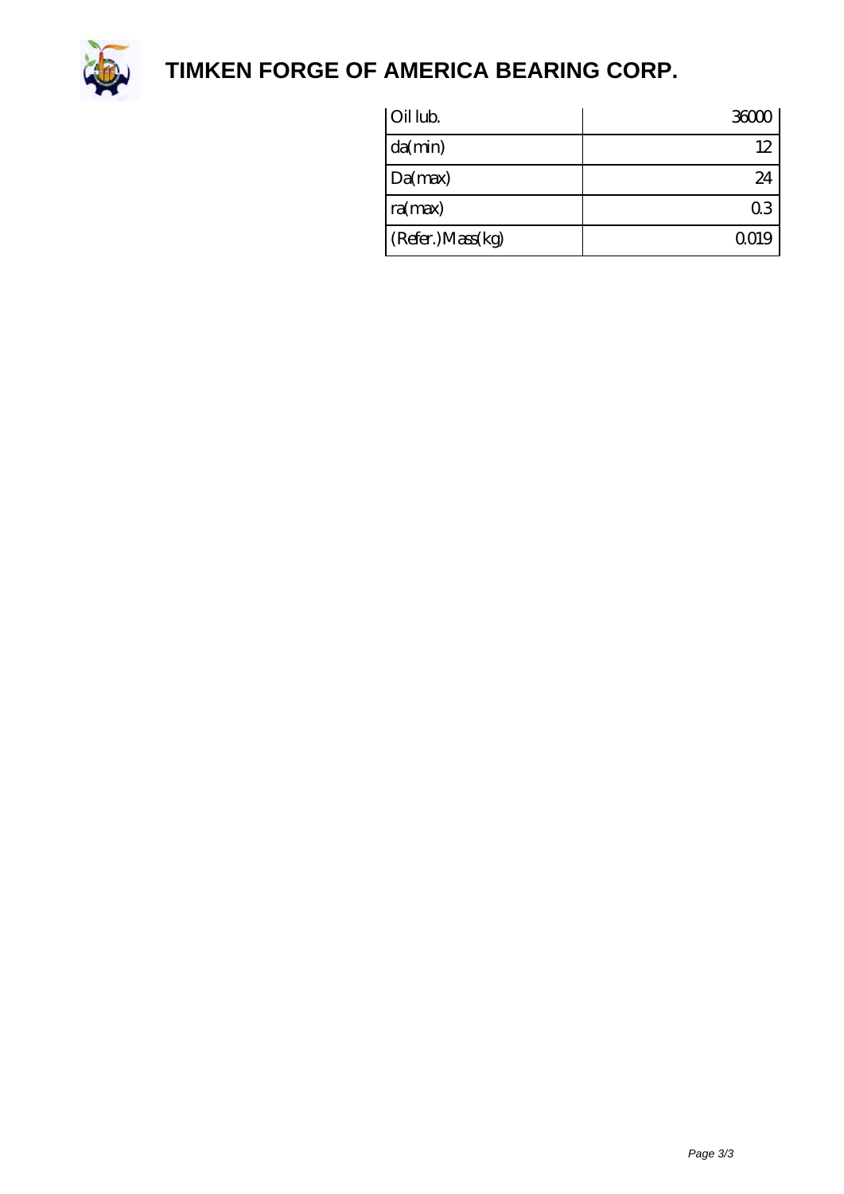# TIMKEN FORGE OF AMERICA BEARING CORP.

| | |
|---|---|
| Oil lub. | 36000 |
| da(min) | 12 |
| Da(max) | 24 |
| ra(max) | 0.3 |
| (Refer.)Mass(kg) | 0.019 |